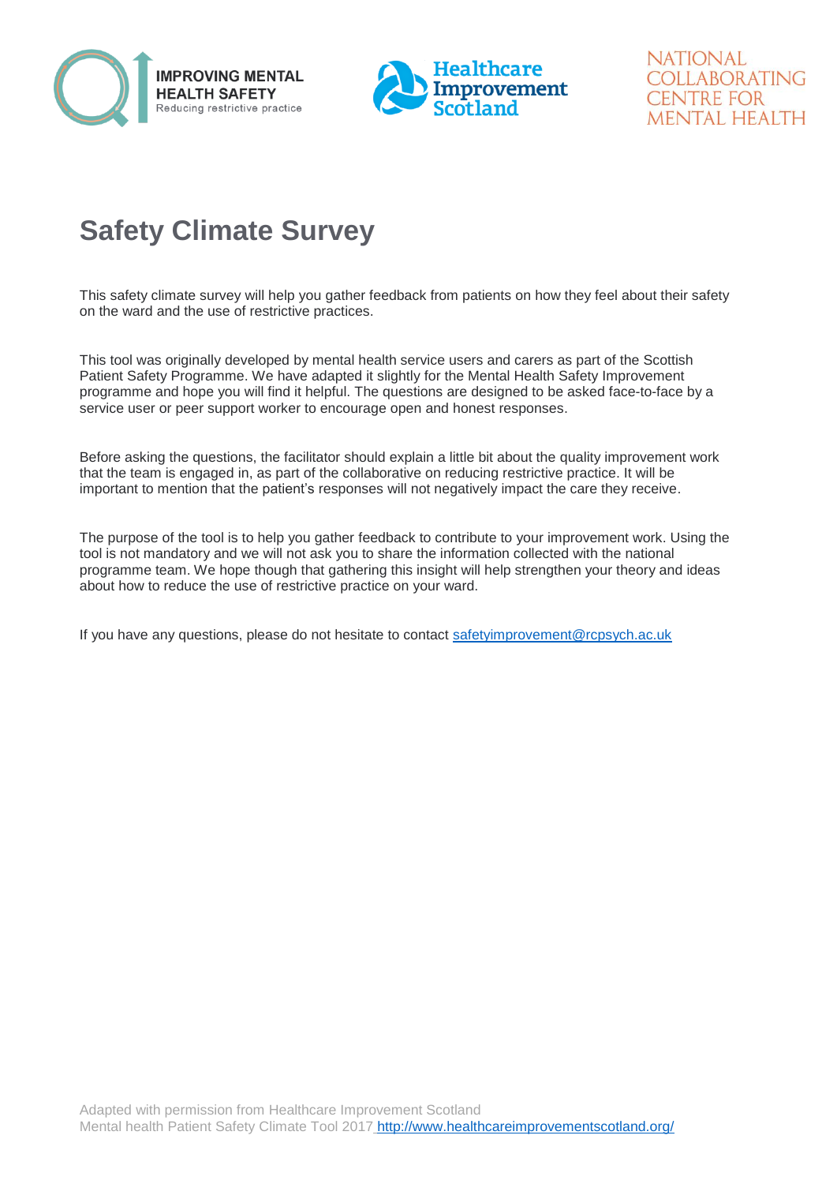IMPROVING MENTAL HEALTH SAFETY
Reducing restrictive practice

Healthcare Improvement Scotland

NATIONAL COLLABORATING CENTRE FOR MENTAL HEALTH

# Safety Climate Survey

This safety climate survey will help you gather feedback from patients on how they feel about their safety on the ward and the use of restrictive practices.

This tool was originally developed by mental health service users and carers as part of the Scottish Patient Safety Programme. We have adapted it slightly for the Mental Health Safety Improvement programme and hope you will find it helpful. The questions are designed to be asked face-to-face by a service user or peer support worker to encourage open and honest responses.

Before asking the questions, the facilitator should explain a little bit about the quality improvement work that the team is engaged in, as part of the collaborative on reducing restrictive practice. It will be important to mention that the patient's responses will not negatively impact the care they receive.

The purpose of the tool is to help you gather feedback to contribute to your improvement work. Using the tool is not mandatory and we will not ask you to share the information collected with the national programme team. We hope though that gathering this insight will help strengthen your theory and ideas about how to reduce the use of restrictive practice on your ward.

If you have any questions, please do not hesitate to contact [safetyimprovement@rcpsych.ac.uk](mailto:safetyimprovement@rcpsych.ac.uk)

Adapted with permission from Healthcare Improvement Scotland
Mental health Patient Safety Climate Tool 2017 [http://www.healthcareimprovementscotland.org/](http://www.healthcareimprovementscotland.org/)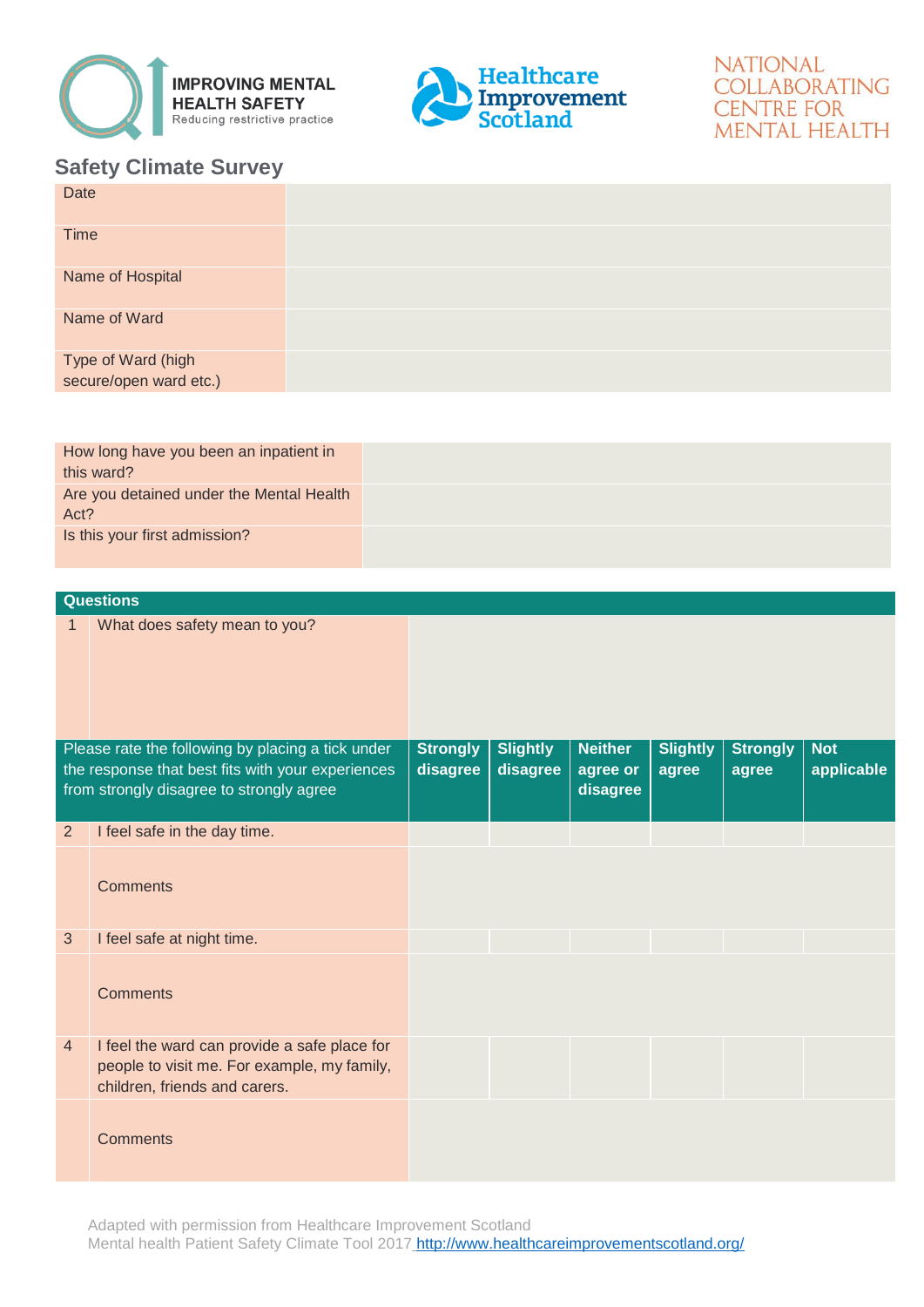IMPROVING MENTAL HEALTH SAFETY
Reducing restrictive practice

Healthcare Improvement Scotland

NATIONAL COLLABORATING CENTRE FOR MENTAL HEALTH

## Safety Climate Survey

| Date | |
|---|---|
| Time | |
| Name of Hospital | |
| Name of Ward | |
| Type of Ward (high secure/open ward etc.) | |

| How long have you been an inpatient in this ward? | |
|---|---|
| Are you detained under the Mental Health Act? | |
| Is this your first admission? | |

| Questions | | | | | | | | |
|---|---|---|---|---|---|---|---|---|
| 1 | What does safety mean to you? | | | | | | | |
| Please rate the following by placing a tick under the response that best fits with your experiences from strongly disagree to strongly agree | | **Strongly disagree** | **Slightly disagree** | **Neither agree or disagree** | **Slightly agree** | **Strongly agree** | **Not applicable** |
| 2 | I feel safe in the day time. | | | | | | |
| | Comments | | | | | | |
| 3 | I feel safe at night time. | | | | | | |
| | Comments | | | | | | |
| 4 | I feel the ward can provide a safe place for people to visit me. For example, my family, children, friends and carers. | | | | | | |
| | Comments | | | | | | |

Adapted with permission from Healthcare Improvement Scotland
Mental health Patient Safety Climate Tool 2017 http://www.healthcareimprovementscotland.org/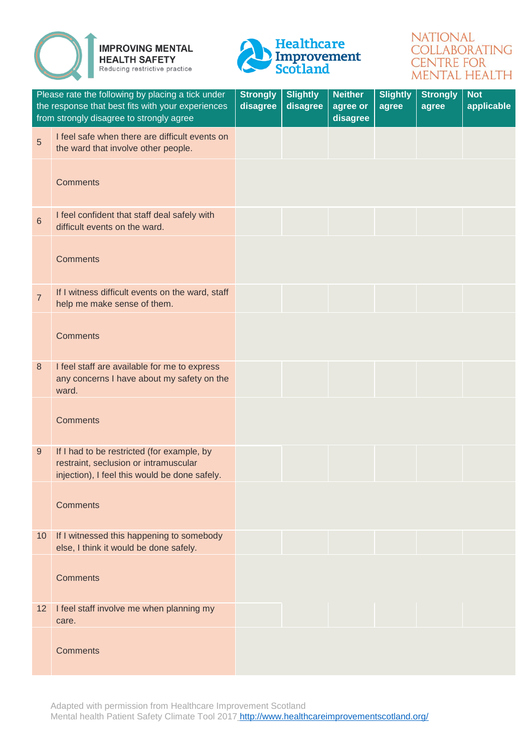IMPROVING MENTAL HEALTH SAFETY
Reducing restrictive practice

Healthcare Improvement Scotland

NATIONAL COLLABORATING CENTRE FOR MENTAL HEALTH

| | Please rate the following by placing a tick under the response that best fits with your experiences from strongly disagree to strongly agree | Strongly disagree | Slightly disagree | Neither agree or disagree | Slightly agree | Strongly agree | Not applicable |
|---|---|---|---|---|---|---|---|
| 5 | I feel safe when there are difficult events on the ward that involve other people. | | | | | | |
| | Comments | | | | | | |
| 6 | I feel confident that staff deal safely with difficult events on the ward. | | | | | | |
| | Comments | | | | | | |
| 7 | If I witness difficult events on the ward, staff help me make sense of them. | | | | | | |
| | Comments | | | | | | |
| 8 | I feel staff are available for me to express any concerns I have about my safety on the ward. | | | | | | |
| | Comments | | | | | | |
| 9 | If I had to be restricted (for example, by restraint, seclusion or intramuscular injection), I feel this would be done safely. | | | | | | |
| | Comments | | | | | | |
| 10 | If I witnessed this happening to somebody else, I think it would be done safely. | | | | | | |
| | Comments | | | | | | |
| 12 | I feel staff involve me when planning my care. | | | | | | |
| | Comments | | | | | | |

Adapted with permission from Healthcare Improvement Scotland
Mental health Patient Safety Climate Tool 2017 http://www.healthcareimprovementscotland.org/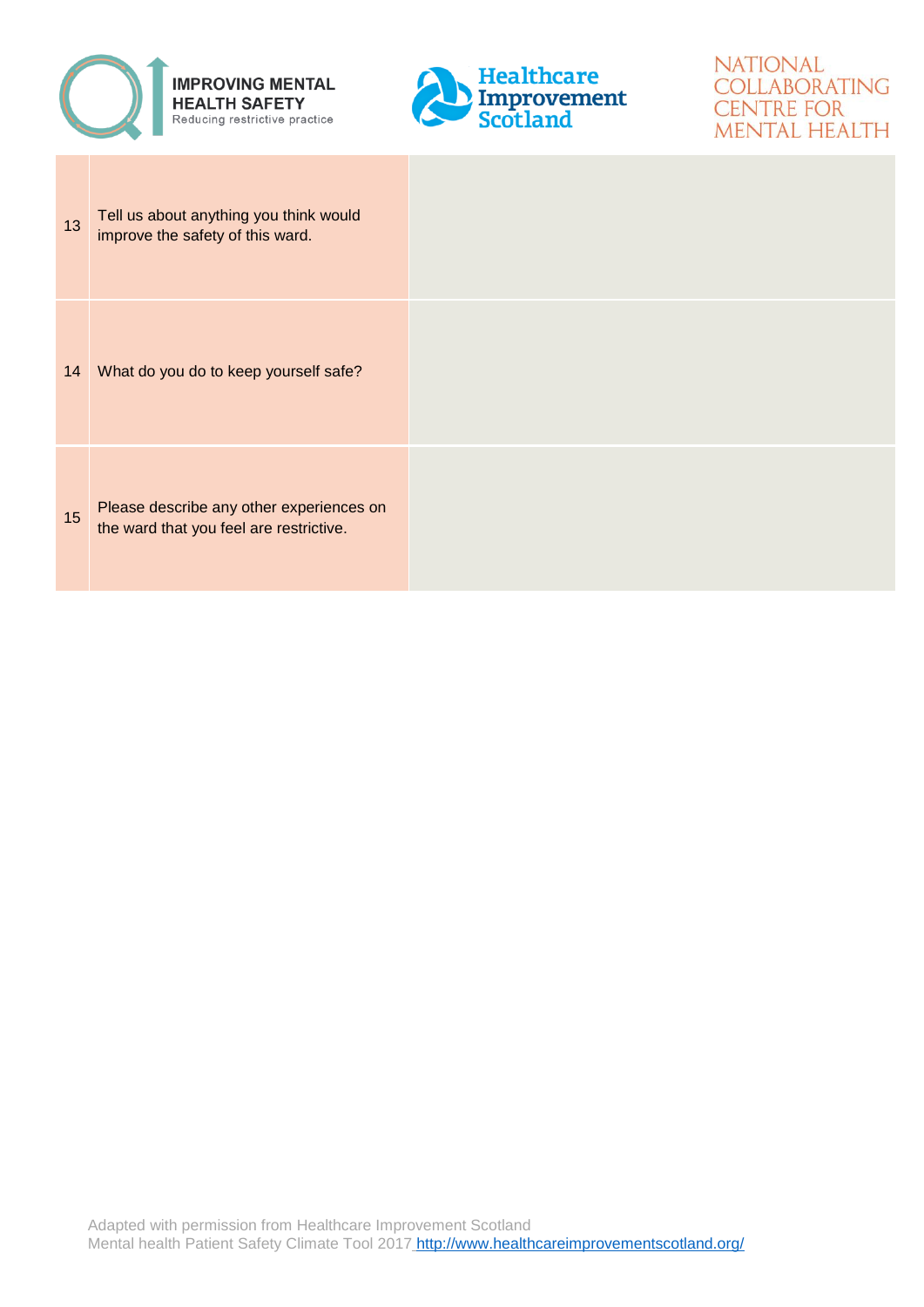| | | |
|---|---|---|
| 13 | Tell us about anything you think would improve the safety of this ward. | |
| 14 | What do you do to keep yourself safe? | |
| 15 | Please describe any other experiences on the ward that you feel are restrictive. | |

Adapted with permission from Healthcare Improvement Scotland
Mental health Patient Safety Climate Tool 2017 http://www.healthcareimprovementscotland.org/